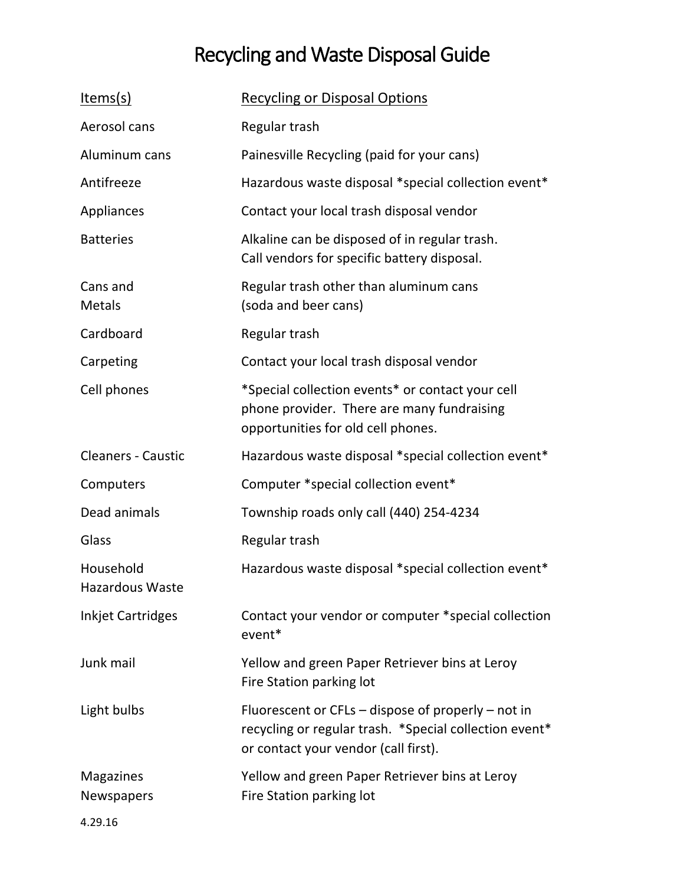# Recycling and Waste Disposal Guide

| Items(s) | Recycling or Disposal Options |
| --- | --- |
| Aerosol cans | Regular trash |
| Aluminum cans | Painesville Recycling (paid for your cans) |
| Antifreeze | Hazardous waste disposal *special collection event* |
| Appliances | Contact your local trash disposal vendor |
| Batteries | Alkaline can be disposed of in regular trash. Call vendors for specific battery disposal. |
| Cans and Metals | Regular trash other than aluminum cans (soda and beer cans) |
| Cardboard | Regular trash |
| Carpeting | Contact your local trash disposal vendor |
| Cell phones | *Special collection events* or contact your cell phone provider. There are many fundraising opportunities for old cell phones. |
| Cleaners - Caustic | Hazardous waste disposal *special collection event* |
| Computers | Computer *special collection event* |
| Dead animals | Township roads only call (440) 254-4234 |
| Glass | Regular trash |
| Household Hazardous Waste | Hazardous waste disposal *special collection event* |
| Inkjet Cartridges | Contact your vendor or computer *special collection event* |
| Junk mail | Yellow and green Paper Retriever bins at Leroy Fire Station parking lot |
| Light bulbs | Fluorescent or CFLs – dispose of properly – not in recycling or regular trash. *Special collection event* or contact your vendor (call first). |
| Magazines Newspapers | Yellow and green Paper Retriever bins at Leroy Fire Station parking lot |

4.29.16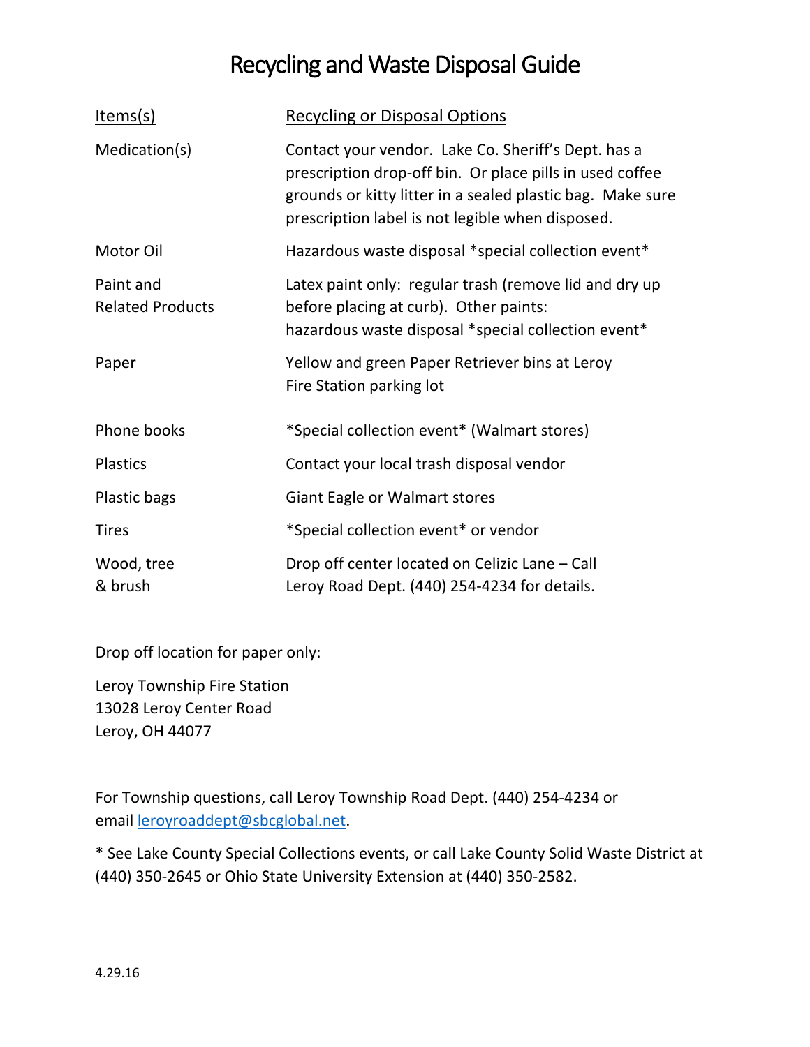# Recycling and Waste Disposal Guide

| Items(s) | Recycling or Disposal Options |
|---|---|
| Medication(s) | Contact your vendor. Lake Co. Sheriff's Dept. has a prescription drop-off bin. Or place pills in used coffee grounds or kitty litter in a sealed plastic bag. Make sure prescription label is not legible when disposed. |
| Motor Oil | Hazardous waste disposal *special collection event* |
| Paint and Related Products | Latex paint only: regular trash (remove lid and dry up before placing at curb). Other paints: hazardous waste disposal *special collection event* |
| Paper | Yellow and green Paper Retriever bins at Leroy Fire Station parking lot |
| Phone books | *Special collection event* (Walmart stores) |
| Plastics | Contact your local trash disposal vendor |
| Plastic bags | Giant Eagle or Walmart stores |
| Tires | *Special collection event* or vendor |
| Wood, tree & brush | Drop off center located on Celizic Lane – Call Leroy Road Dept. (440) 254-4234 for details. |

Drop off location for paper only:

Leroy Township Fire Station
13028 Leroy Center Road
Leroy, OH 44077

For Township questions, call Leroy Township Road Dept. (440) 254-4234 or email leroyroaddept@sbcglobal.net.

* See Lake County Special Collections events, or call Lake County Solid Waste District at (440) 350-2645 or Ohio State University Extension at (440) 350-2582.

4.29.16